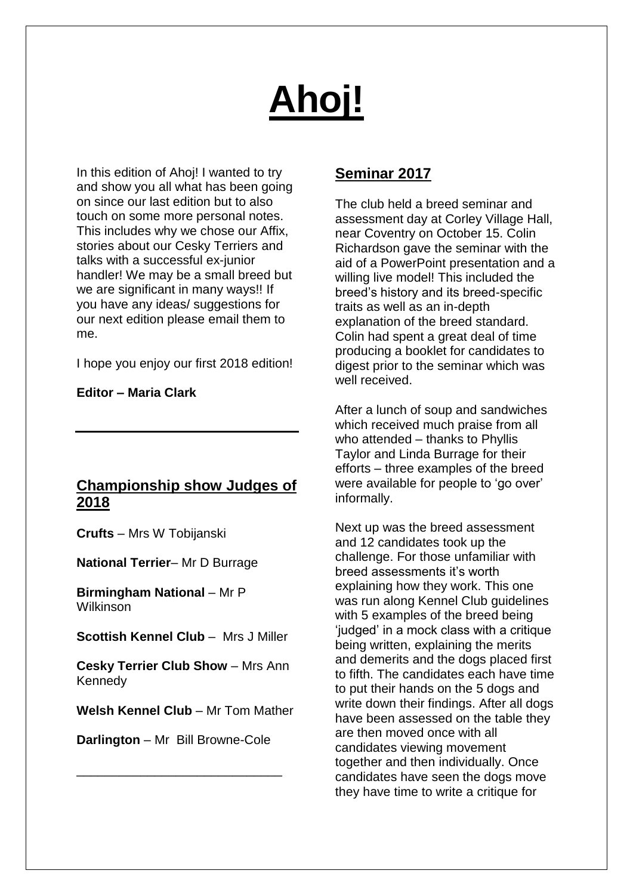# Ahoj!

In this edition of Ahoj! I wanted to try and show you all what has been going on since our last edition but to also touch on some more personal notes. This includes why we chose our Affix, stories about our Cesky Terriers and talks with a successful ex-junior handler! We may be a small breed but we are significant in many ways!! If you have any ideas/ suggestions for our next edition please email them to me.

I hope you enjoy our first 2018 edition!

**Editor – Maria Clark**

---

## Championship show Judges of 2018

**Crufts** – Mrs W Tobijanski

**National Terrier**– Mr D Burrage

**Birmingham National** – Mr P Wilkinson

**Scottish Kennel Club** – Mrs J Miller

**Cesky Terrier Club Show** – Mrs Ann Kennedy

**Welsh Kennel Club** – Mr Tom Mather

**Darlington** – Mr Bill Browne-Cole

---

## Seminar 2017

The club held a breed seminar and assessment day at Corley Village Hall, near Coventry on October 15. Colin Richardson gave the seminar with the aid of a PowerPoint presentation and a willing live model! This included the breed's history and its breed-specific traits as well as an in-depth explanation of the breed standard. Colin had spent a great deal of time producing a booklet for candidates to digest prior to the seminar which was well received.

After a lunch of soup and sandwiches which received much praise from all who attended – thanks to Phyllis Taylor and Linda Burrage for their efforts – three examples of the breed were available for people to 'go over' informally.

Next up was the breed assessment and 12 candidates took up the challenge. For those unfamiliar with breed assessments it's worth explaining how they work. This one was run along Kennel Club guidelines with 5 examples of the breed being 'judged' in a mock class with a critique being written, explaining the merits and demerits and the dogs placed first to fifth. The candidates each have time to put their hands on the 5 dogs and write down their findings. After all dogs have been assessed on the table they are then moved once with all candidates viewing movement together and then individually. Once candidates have seen the dogs move they have time to write a critique for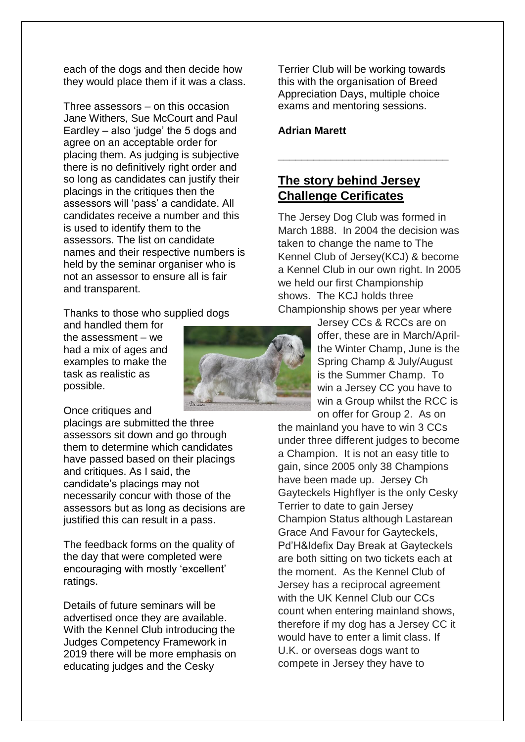each of the dogs and then decide how they would place them if it was a class.

Three assessors – on this occasion Jane Withers, Sue McCourt and Paul Eardley – also 'judge' the 5 dogs and agree on an acceptable order for placing them. As judging is subjective there is no definitively right order and so long as candidates can justify their placings in the critiques then the assessors will 'pass' a candidate. All candidates receive a number and this is used to identify them to the assessors. The list on candidate names and their respective numbers is held by the seminar organiser who is not an assessor to ensure all is fair and transparent.

Thanks to those who supplied dogs and handled them for the assessment – we had a mix of ages and examples to make the task as realistic as possible.

Once critiques and placings are submitted the three assessors sit down and go through them to determine which candidates have passed based on their placings and critiques. As I said, the candidate's placings may not necessarily concur with those of the assessors but as long as decisions are justified this can result in a pass.

The feedback forms on the quality of the day that were completed were encouraging with mostly 'excellent' ratings.

Details of future seminars will be advertised once they are available. With the Kennel Club introducing the Judges Competency Framework in 2019 there will be more emphasis on educating judges and the Cesky Terrier Club will be working towards this with the organisation of Breed Appreciation Days, multiple choice exams and mentoring sessions.

**Adrian Marett**

---

## The story behind Jersey Challenge Cerificates

The Jersey Dog Club was formed in March 1888. In 2004 the decision was taken to change the name to The Kennel Club of Jersey(KCJ) & become a Kennel Club in our own right. In 2005 we held our first Championship shows. The KCJ holds three Championship shows per year where Jersey CCs & RCCs are on offer, these are in March/April- the Winter Champ, June is the Spring Champ & July/August is the Summer Champ. To win a Jersey CC you have to win a Group whilst the RCC is on offer for Group 2. As on the mainland you have to win 3 CCs under three different judges to become a Champion. It is not an easy title to gain, since 2005 only 38 Champions have been made up. Jersey Ch Gayteckels Highflyer is the only Cesky Terrier to date to gain Jersey Champion Status although Lastarean Grace And Favour for Gayteckels, Pd'H&Idefix Day Break at Gayteckels are both sitting on two tickets each at the moment. As the Kennel Club of Jersey has a reciprocal agreement with the UK Kennel Club our CCs count when entering mainland shows, therefore if my dog has a Jersey CC it would have to enter a limit class. If U.K. or overseas dogs want to compete in Jersey they have to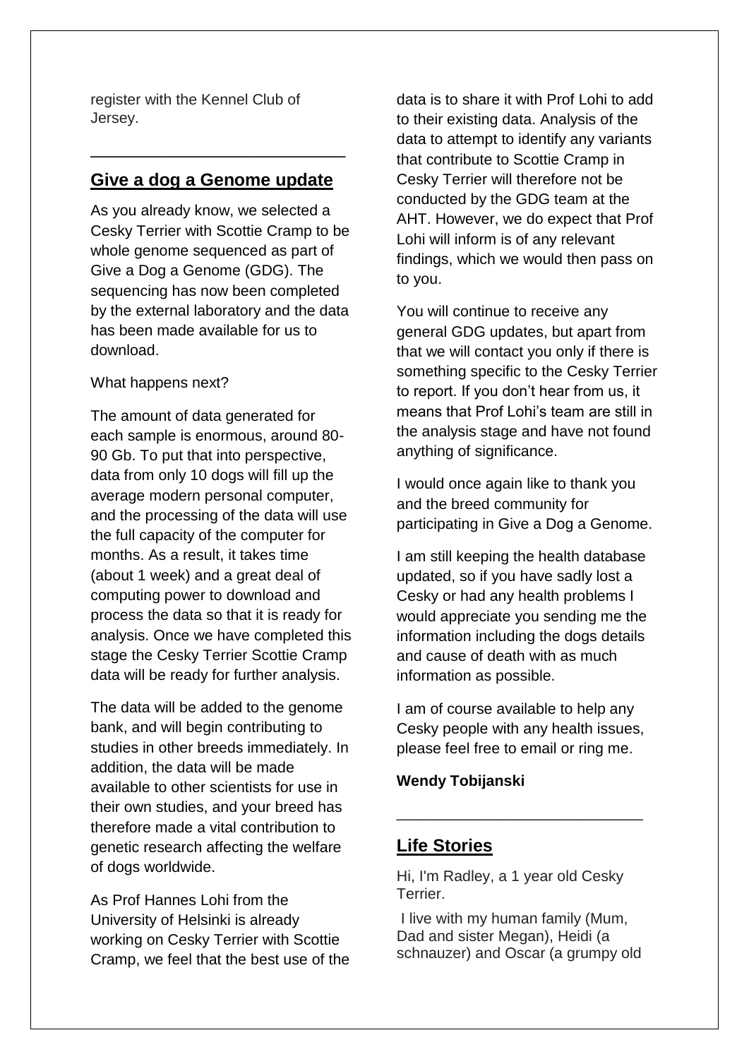register with the Kennel Club of Jersey.

---

## Give a dog a Genome update

As you already know, we selected a Cesky Terrier with Scottie Cramp to be whole genome sequenced as part of Give a Dog a Genome (GDG). The sequencing has now been completed by the external laboratory and the data has been made available for us to download.

What happens next?

The amount of data generated for each sample is enormous, around 80-90 Gb. To put that into perspective, data from only 10 dogs will fill up the average modern personal computer, and the processing of the data will use the full capacity of the computer for months. As a result, it takes time (about 1 week) and a great deal of computing power to download and process the data so that it is ready for analysis. Once we have completed this stage the Cesky Terrier Scottie Cramp data will be ready for further analysis.

The data will be added to the genome bank, and will begin contributing to studies in other breeds immediately. In addition, the data will be made available to other scientists for use in their own studies, and your breed has therefore made a vital contribution to genetic research affecting the welfare of dogs worldwide.

As Prof Hannes Lohi from the University of Helsinki is already working on Cesky Terrier with Scottie Cramp, we feel that the best use of the data is to share it with Prof Lohi to add to their existing data. Analysis of the data to attempt to identify any variants that contribute to Scottie Cramp in Cesky Terrier will therefore not be conducted by the GDG team at the AHT. However, we do expect that Prof Lohi will inform is of any relevant findings, which we would then pass on to you.

You will continue to receive any general GDG updates, but apart from that we will contact you only if there is something specific to the Cesky Terrier to report. If you don't hear from us, it means that Prof Lohi's team are still in the analysis stage and have not found anything of significance.

I would once again like to thank you and the breed community for participating in Give a Dog a Genome.

I am still keeping the health database updated, so if you have sadly lost a Cesky or had any health problems I would appreciate you sending me the information including the dogs details and cause of death with as much information as possible.

I am of course available to help any Cesky people with any health issues, please feel free to email or ring me.

**Wendy Tobijanski**

---

## Life Stories

Hi, I'm Radley, a 1 year old Cesky Terrier.

I live with my human family (Mum, Dad and sister Megan), Heidi (a schnauzer) and Oscar (a grumpy old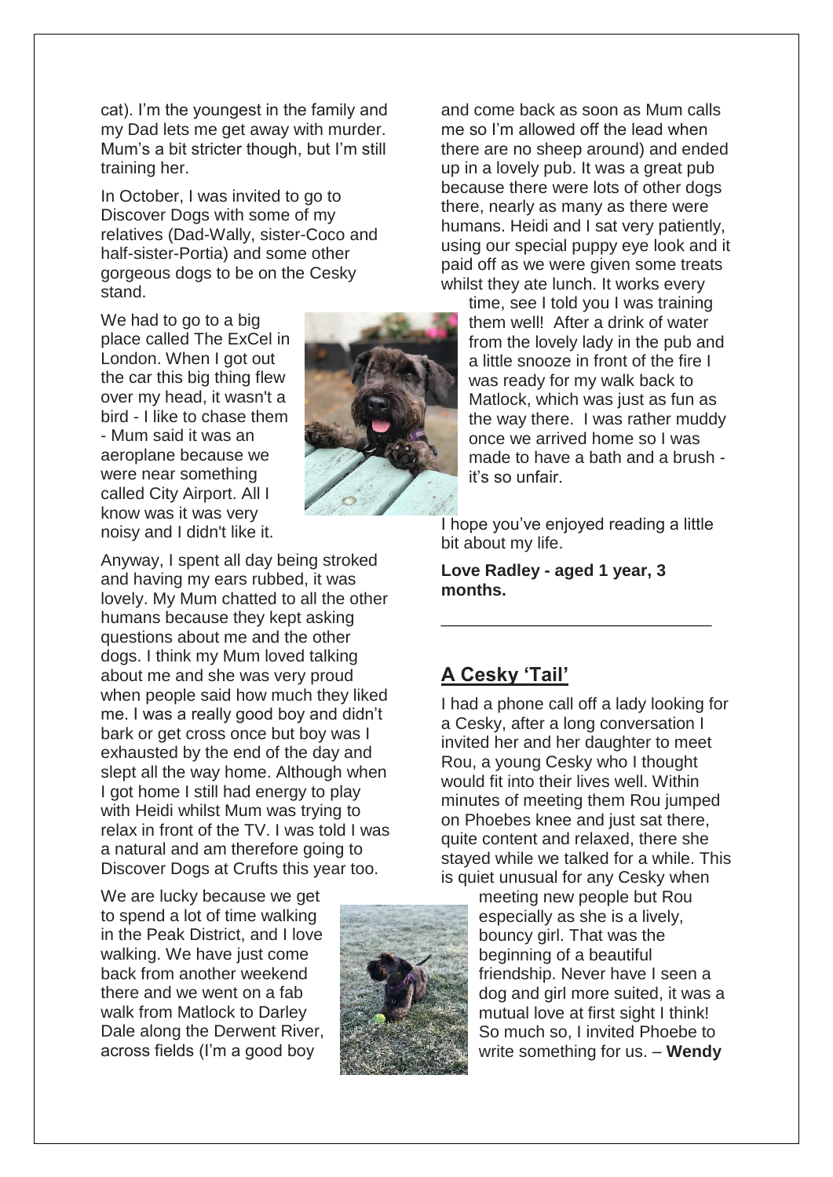cat). I'm the youngest in the family and my Dad lets me get away with murder. Mum's a bit stricter though, but I'm still training her.

In October, I was invited to go to Discover Dogs with some of my relatives (Dad-Wally, sister-Coco and half-sister-Portia) and some other gorgeous dogs to be on the Cesky stand.

We had to go to a big place called The ExCel in London. When I got out the car this big thing flew over my head, it wasn't a bird - I like to chase them - Mum said it was an aeroplane because we were near something called City Airport. All I know was it was very noisy and I didn't like it.

Anyway, I spent all day being stroked and having my ears rubbed, it was lovely. My Mum chatted to all the other humans because they kept asking questions about me and the other dogs. I think my Mum loved talking about me and she was very proud when people said how much they liked me. I was a really good boy and didn't bark or get cross once but boy was I exhausted by the end of the day and slept all the way home. Although when I got home I still had energy to play with Heidi whilst Mum was trying to relax in front of the TV. I was told I was a natural and am therefore going to Discover Dogs at Crufts this year too.

We are lucky because we get to spend a lot of time walking in the Peak District, and I love walking. We have just come back from another weekend there and we went on a fab walk from Matlock to Darley Dale along the Derwent River, across fields (I'm a good boy and come back as soon as Mum calls me so I'm allowed off the lead when there are no sheep around) and ended up in a lovely pub. It was a great pub because there were lots of other dogs there, nearly as many as there were humans. Heidi and I sat very patiently, using our special puppy eye look and it paid off as we were given some treats whilst they ate lunch. It works every time, see I told you I was training them well! After a drink of water from the lovely lady in the pub and a little snooze in front of the fire I was ready for my walk back to Matlock, which was just as fun as the way there. I was rather muddy once we arrived home so I was made to have a bath and a brush - it's so unfair.

I hope you've enjoyed reading a little bit about my life.

**Love Radley - aged 1 year, 3 months.**

---

## A Cesky 'Tail'

I had a phone call off a lady looking for a Cesky, after a long conversation I invited her and her daughter to meet Rou, a young Cesky who I thought would fit into their lives well. Within minutes of meeting them Rou jumped on Phoebes knee and just sat there, quite content and relaxed, there she stayed while we talked for a while. This is quiet unusual for any Cesky when meeting new people but Rou especially as she is a lively, bouncy girl. That was the beginning of a beautiful friendship. Never have I seen a dog and girl more suited, it was a mutual love at first sight I think! So much so, I invited Phoebe to write something for us. – **Wendy**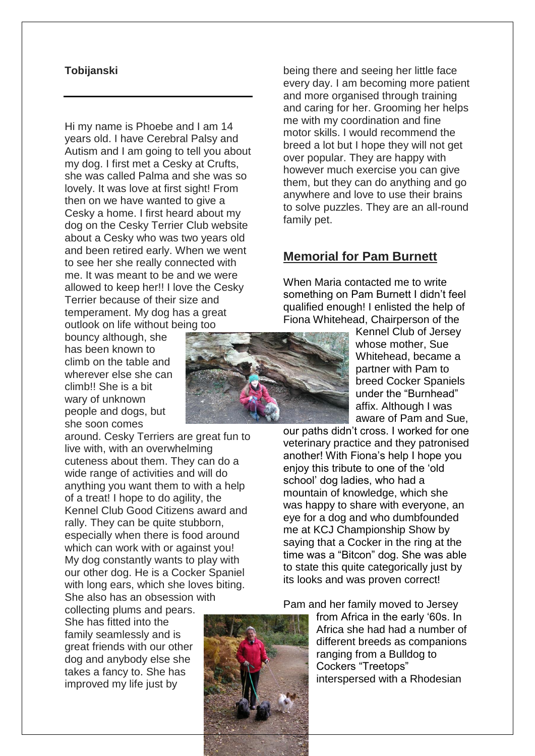**Tobijanski**

Hi my name is Phoebe and I am 14 years old. I have Cerebral Palsy and Autism and I am going to tell you about my dog. I first met a Cesky at Crufts, she was called Palma and she was so lovely. It was love at first sight! From then on we have wanted to give a Cesky a home. I first heard about my dog on the Cesky Terrier Club website about a Cesky who was two years old and been retired early. When we went to see her she really connected with me. It was meant to be and we were allowed to keep her!! I love the Cesky Terrier because of their size and temperament. My dog has a great outlook on life without being too bouncy although, she has been known to climb on the table and wherever else she can climb!! She is a bit wary of unknown people and dogs, but she soon comes around. Cesky Terriers are great fun to live with, with an overwhelming cuteness about them. They can do a wide range of activities and will do anything you want them to with a help of a treat! I hope to do agility, the Kennel Club Good Citizens award and rally. They can be quite stubborn, especially when there is food around which can work with or against you! My dog constantly wants to play with our other dog. He is a Cocker Spaniel with long ears, which she loves biting. She also has an obsession with collecting plums and pears. She has fitted into the family seamlessly and is great friends with our other dog and anybody else she takes a fancy to. She has improved my life just by being there and seeing her little face every day. I am becoming more patient and more organised through training and caring for her. Grooming her helps me with my coordination and fine motor skills. I would recommend the breed a lot but I hope they will not get over popular. They are happy with however much exercise you can give them, but they can do anything and go anywhere and love to use their brains to solve puzzles. They are an all-round family pet.

## Memorial for Pam Burnett

When Maria contacted me to write something on Pam Burnett I didn't feel qualified enough! I enlisted the help of Fiona Whitehead, Chairperson of the Kennel Club of Jersey whose mother, Sue Whitehead, became a partner with Pam to breed Cocker Spaniels under the "Burnhead" affix. Although I was aware of Pam and Sue, our paths didn't cross. I worked for one veterinary practice and they patronised another! With Fiona's help I hope you enjoy this tribute to one of the 'old school' dog ladies, who had a mountain of knowledge, which she was happy to share with everyone, an eye for a dog and who dumbfounded me at KCJ Championship Show by saying that a Cocker in the ring at the time was a "Bitcon" dog. She was able to state this quite categorically just by its looks and was proven correct!

Pam and her family moved to Jersey from Africa in the early '60s. In Africa she had had a number of different breeds as companions ranging from a Bulldog to Cockers "Treetops" interspersed with a Rhodesian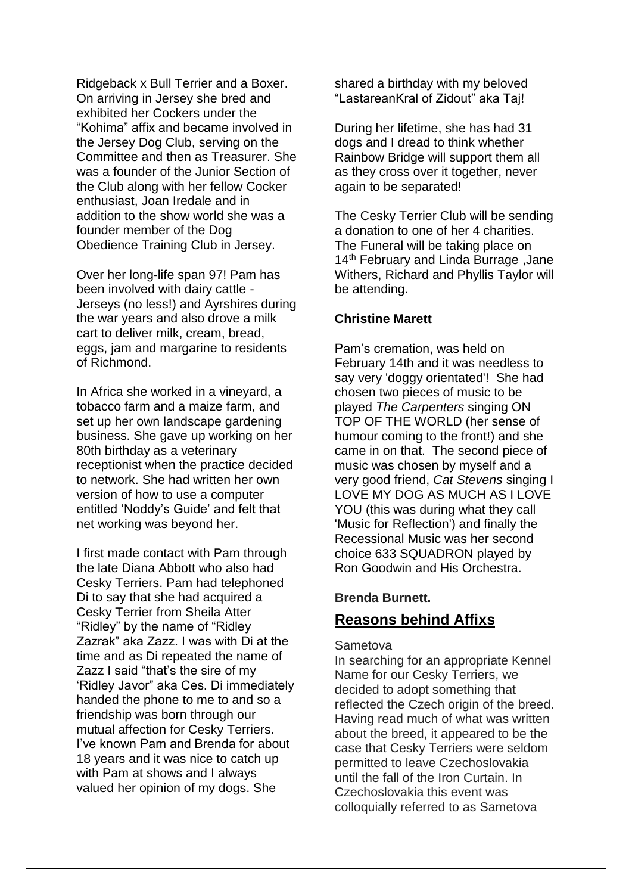Ridgeback x Bull Terrier and a Boxer. On arriving in Jersey she bred and exhibited her Cockers under the "Kohima" affix and became involved in the Jersey Dog Club, serving on the Committee and then as Treasurer. She was a founder of the Junior Section of the Club along with her fellow Cocker enthusiast, Joan Iredale and in addition to the show world she was a founder member of the Dog Obedience Training Club in Jersey.

Over her long-life span 97! Pam has been involved with dairy cattle - Jerseys (no less!) and Ayrshires during the war years and also drove a milk cart to deliver milk, cream, bread, eggs, jam and margarine to residents of Richmond.

In Africa she worked in a vineyard, a tobacco farm and a maize farm, and set up her own landscape gardening business. She gave up working on her 80th birthday as a veterinary receptionist when the practice decided to network. She had written her own version of how to use a computer entitled 'Noddy's Guide' and felt that net working was beyond her.

I first made contact with Pam through the late Diana Abbott who also had Cesky Terriers. Pam had telephoned Di to say that she had acquired a Cesky Terrier from Sheila Atter "Ridley" by the name of "Ridley Zazrak" aka Zazz. I was with Di at the time and as Di repeated the name of Zazz I said "that's the sire of my 'Ridley Javor" aka Ces. Di immediately handed the phone to me to and so a friendship was born through our mutual affection for Cesky Terriers. I've known Pam and Brenda for about 18 years and it was nice to catch up with Pam at shows and I always valued her opinion of my dogs. She shared a birthday with my beloved "LastareanKral of Zidout" aka Taj!

During her lifetime, she has had 31 dogs and I dread to think whether Rainbow Bridge will support them all as they cross over it together, never again to be separated!

The Cesky Terrier Club will be sending a donation to one of her 4 charities. The Funeral will be taking place on 14th February and Linda Burrage ,Jane Withers, Richard and Phyllis Taylor will be attending.

**Christine Marett**

Pam's cremation, was held on February 14th and it was needless to say very 'doggy orientated'! She had chosen two pieces of music to be played *The Carpenters* singing ON TOP OF THE WORLD (her sense of humour coming to the front!) and she came in on that. The second piece of music was chosen by myself and a very good friend, *Cat Stevens* singing I LOVE MY DOG AS MUCH AS I LOVE YOU (this was during what they call 'Music for Reflection') and finally the Recessional Music was her second choice 633 SQUADRON played by Ron Goodwin and His Orchestra.

**Brenda Burnett.**

## Reasons behind Affixs

Sametova

In searching for an appropriate Kennel Name for our Cesky Terriers, we decided to adopt something that reflected the Czech origin of the breed. Having read much of what was written about the breed, it appeared to be the case that Cesky Terriers were seldom permitted to leave Czechoslovakia until the fall of the Iron Curtain. In Czechoslovakia this event was colloquially referred to as Sametova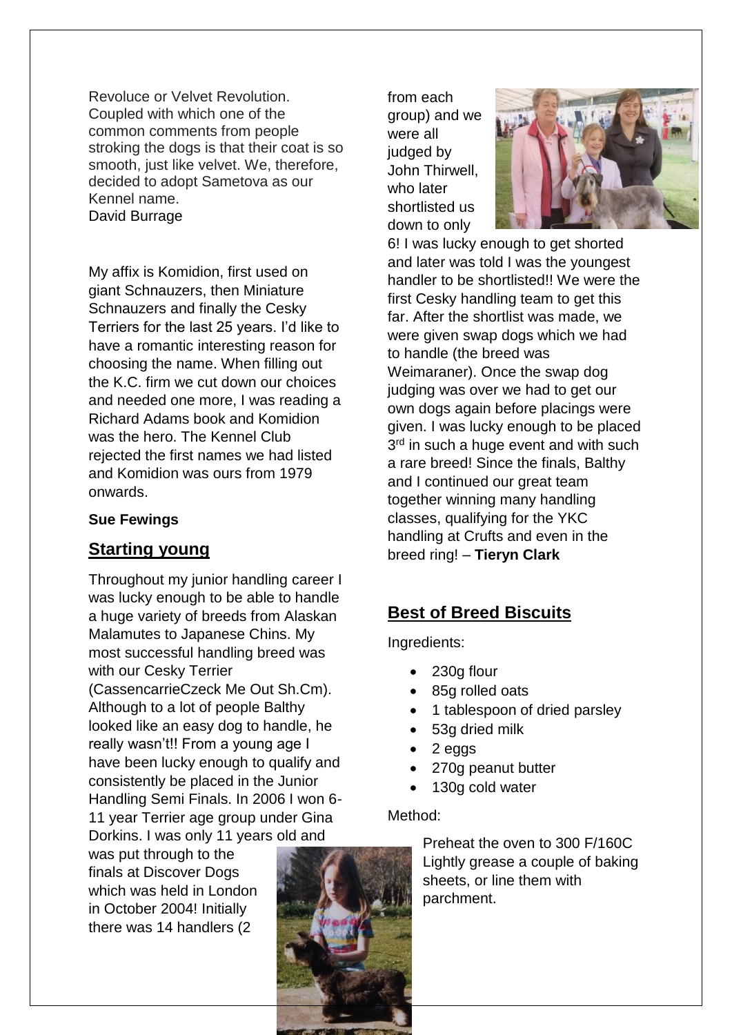Revoluce or Velvet Revolution. Coupled with which one of the common comments from people stroking the dogs is that their coat is so smooth, just like velvet. We, therefore, decided to adopt Sametova as our Kennel name.
David Burrage

My affix is Komidion, first used on giant Schnauzers, then Miniature Schnauzers and finally the Cesky Terriers for the last 25 years. I'd like to have a romantic interesting reason for choosing the name. When filling out the K.C. firm we cut down our choices and needed one more, I was reading a Richard Adams book and Komidion was the hero. The Kennel Club rejected the first names we had listed and Komidion was ours from 1979 onwards.

**Sue Fewings**

## Starting young

Throughout my junior handling career I was lucky enough to be able to handle a huge variety of breeds from Alaskan Malamutes to Japanese Chins. My most successful handling breed was with our Cesky Terrier (CassencarrieCzeck Me Out Sh.Cm). Although to a lot of people Balthy looked like an easy dog to handle, he really wasn't!! From a young age I have been lucky enough to qualify and consistently be placed in the Junior Handling Semi Finals. In 2006 I won 6-11 year Terrier age group under Gina Dorkins. I was only 11 years old and was put through to the finals at Discover Dogs which was held in London in October 2004! Initially there was 14 handlers (2 from each group) and we were all judged by John Thirwell, who later shortlisted us down to only 6! I was lucky enough to get shorted and later was told I was the youngest handler to be shortlisted!! We were the first Cesky handling team to get this far. After the shortlist was made, we were given swap dogs which we had to handle (the breed was Weimaraner). Once the swap dog judging was over we had to get our own dogs again before placings were given. I was lucky enough to be placed 3rd in such a huge event and with such a rare breed! Since the finals, Balthy and I continued our great team together winning many handling classes, qualifying for the YKC handling at Crufts and even in the breed ring! – **Tieryn Clark**

## Best of Breed Biscuits

Ingredients:

- 230g flour
- 85g rolled oats
- 1 tablespoon of dried parsley
- 53g dried milk
- 2 eggs
- 270g peanut butter
- 130g cold water

Method:

Preheat the oven to 300 F/160C Lightly grease a couple of baking sheets, or line them with parchment.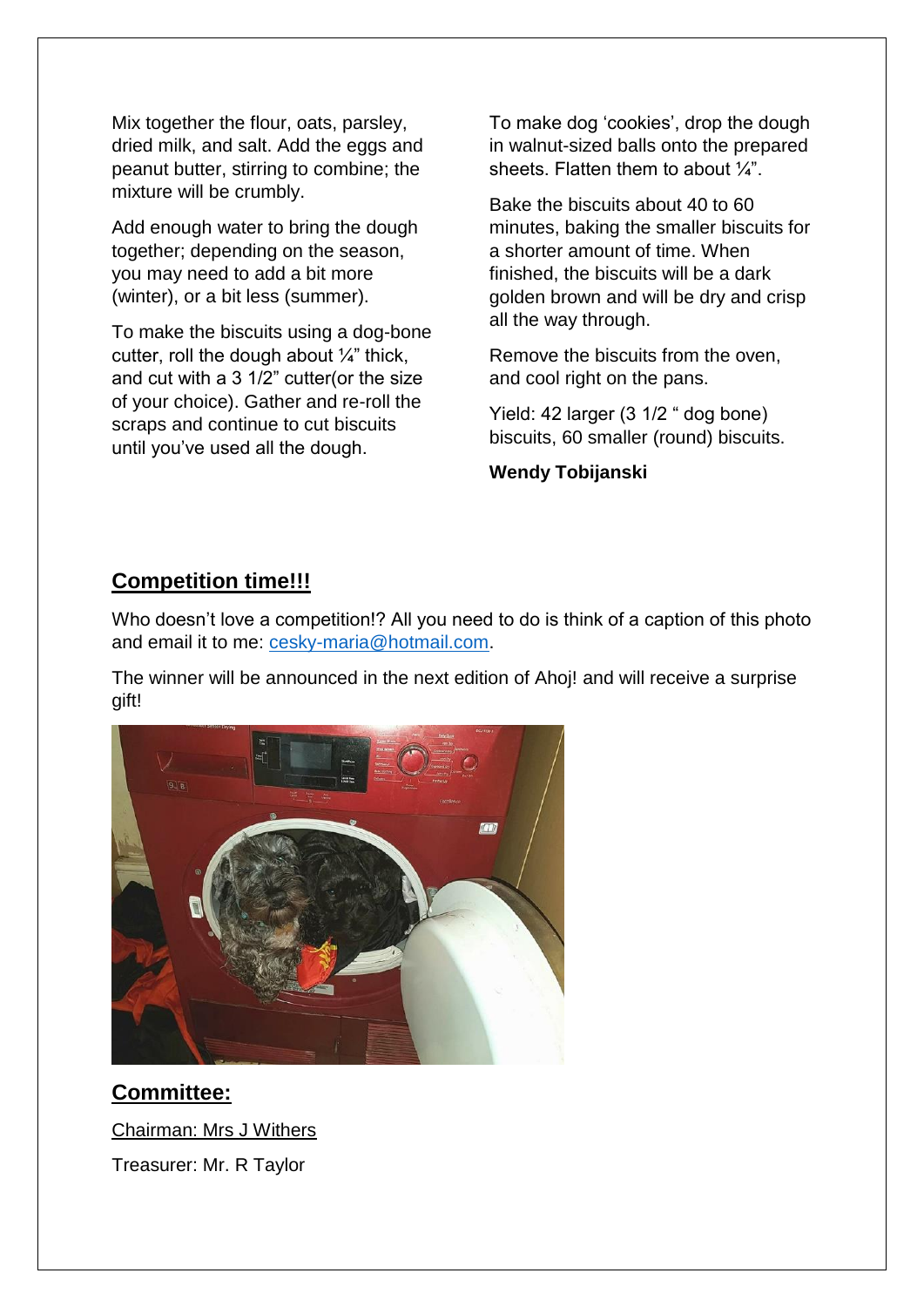Mix together the flour, oats, parsley, dried milk, and salt. Add the eggs and peanut butter, stirring to combine; the mixture will be crumbly.

Add enough water to bring the dough together; depending on the season, you may need to add a bit more (winter), or a bit less (summer).

To make the biscuits using a dog-bone cutter, roll the dough about ¼" thick, and cut with a 3 1/2" cutter(or the size of your choice). Gather and re-roll the scraps and continue to cut biscuits until you've used all the dough.

To make dog 'cookies', drop the dough in walnut-sized balls onto the prepared sheets. Flatten them to about ¼".

Bake the biscuits about 40 to 60 minutes, baking the smaller biscuits for a shorter amount of time. When finished, the biscuits will be a dark golden brown and will be dry and crisp all the way through.

Remove the biscuits from the oven, and cool right on the pans.

Yield: 42 larger (3 1/2 " dog bone) biscuits, 60 smaller (round) biscuits.

**Wendy Tobijanski**

## Competition time!!!

Who doesn't love a competition!? All you need to do is think of a caption of this photo and email it to me: cesky-maria@hotmail.com.

The winner will be announced in the next edition of Ahoj! and will receive a surprise gift!

## Committee:

Chairman: Mrs J Withers

Treasurer: Mr. R Taylor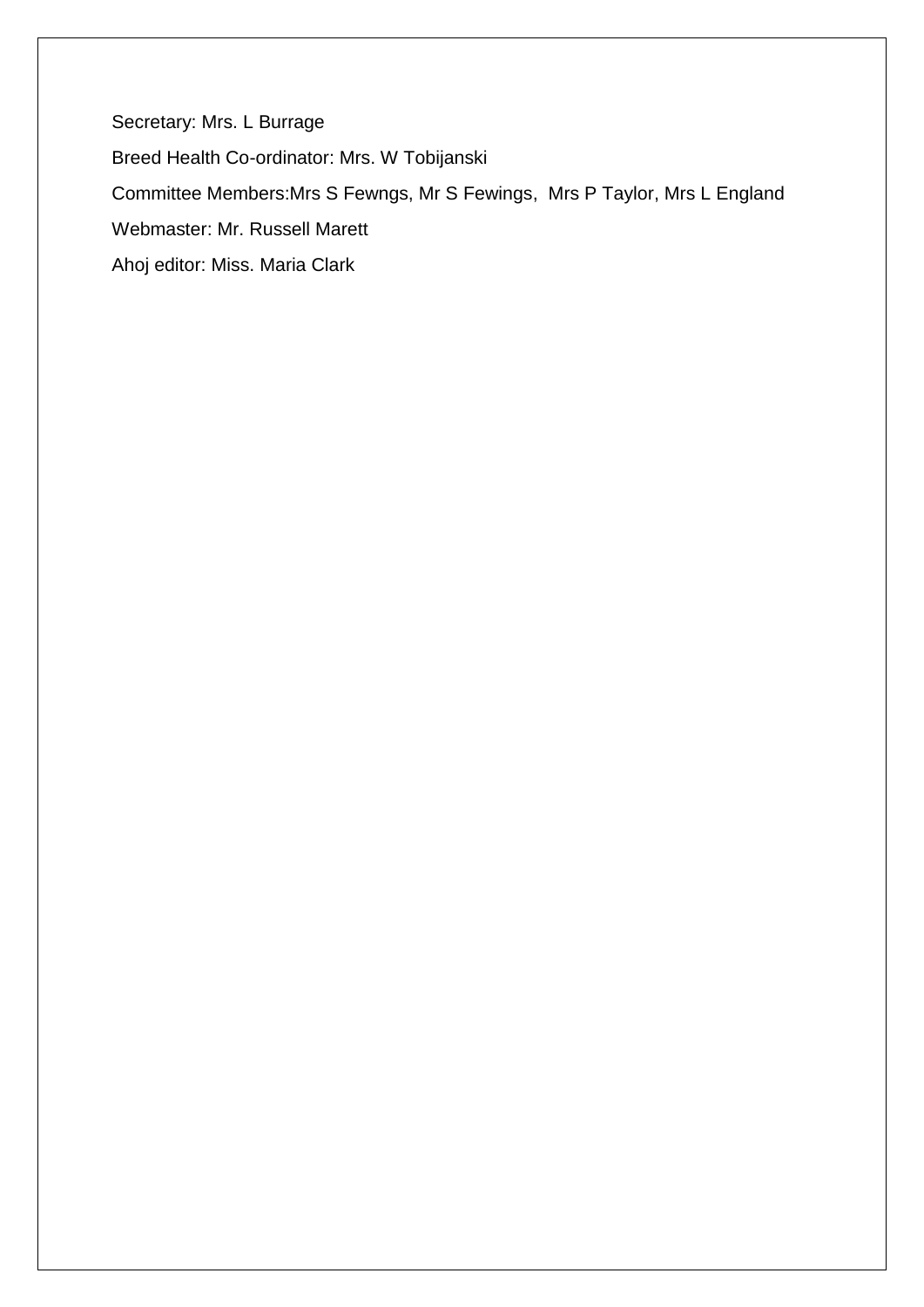Secretary: Mrs. L Burrage

Breed Health Co-ordinator: Mrs. W Tobijanski

Committee Members:Mrs S Fewngs, Mr S Fewings,  Mrs P Taylor, Mrs L England

Webmaster: Mr. Russell Marett

Ahoj editor: Miss. Maria Clark